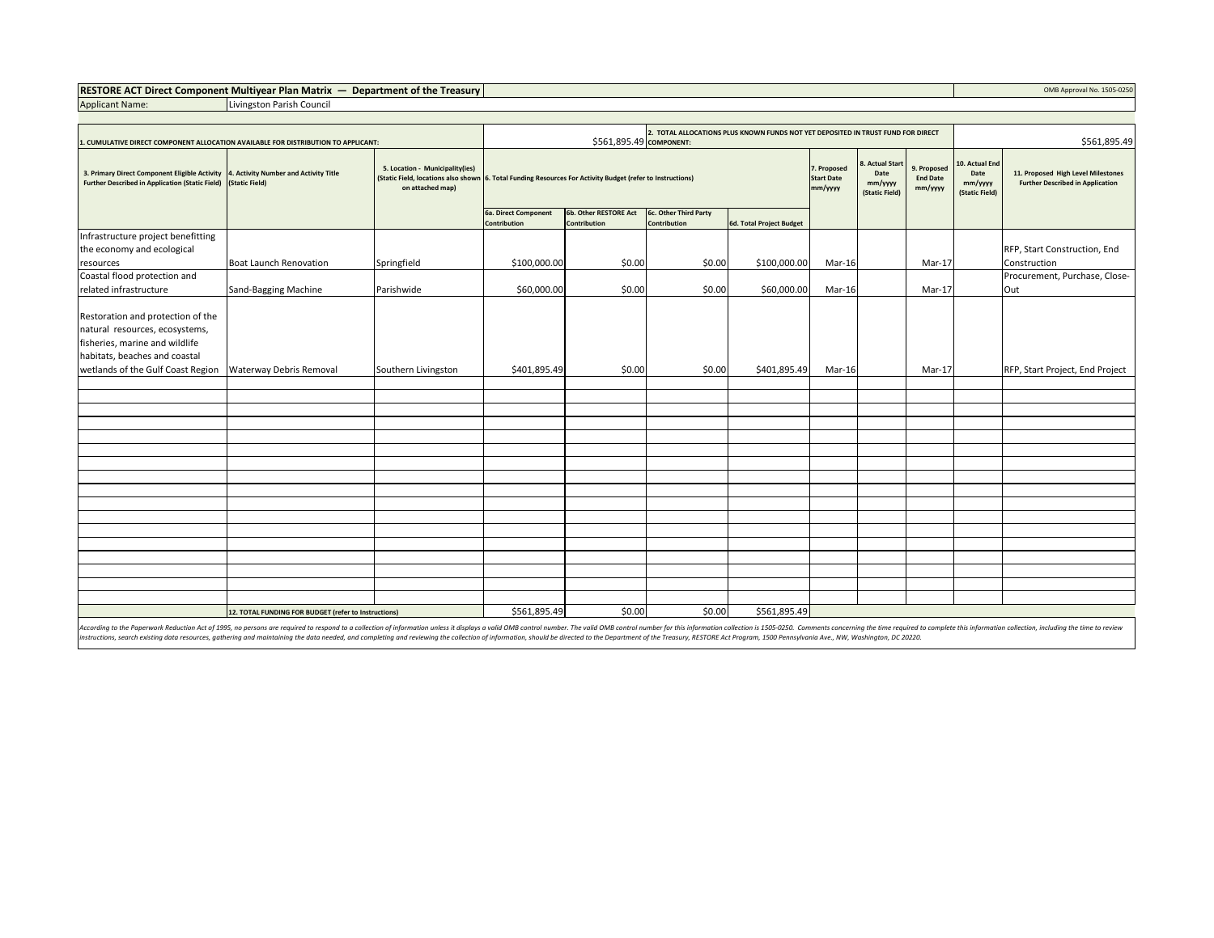| RESTORE ACT Direct Component Multiyear Plan Matrix — Department of the Treasury | | OMB Approval No. 1505-0250 |
|---|---|---|
| Applicant Name: | Livingston Parish Council | |

| 1. CUMULATIVE DIRECT COMPONENT ALLOCATION AVAILABLE FOR DISTRIBUTION TO APPLICANT: | $561,895.49 | 2. TOTAL ALLOCATIONS PLUS KNOWN FUNDS NOT YET DEPOSITED IN TRUST FUND FOR DIRECT COMPONENT: | $561,895.49 |
|---|---|---|---|

| 3. Primary Direct Component Eligible Activity Further Described in Application (Static Field) | 4. Activity Number and Activity Title (Static Field) | 5. Location - Municipality(ies) (Static Field, locations also shown on attached map) | 6. Total Funding Resources For Activity Budget (refer to Instructions) | | | | 7. Proposed Start Date mm/yyyy | 8. Actual Start Date mm/yyyy (Static Field) | 9. Proposed End Date mm/yyyy | 10. Actual End Date mm/yyyy (Static Field) | 11. Proposed High Level Milestones Further Described in Application |
|---|---|---|---|---|---|---|---|---|---|---|---|
| | | | 6a. Direct Component Contribution | 6b. Other RESTORE Act Contribution | 6c. Other Third Party Contribution | 6d. Total Project Budget | | | | | |
| Infrastructure project benefitting the economy and ecological resources | Boat Launch Renovation | Springfield | $100,000.00 | $0.00 | $0.00 | $100,000.00 | Mar-16 | | Mar-17 | | RFP, Start Construction, End Construction |
| Coastal flood protection and related infrastructure | Sand-Bagging Machine | Parishwide | $60,000.00 | $0.00 | $0.00 | $60,000.00 | Mar-16 | | Mar-17 | | Procurement, Purchase, Close-Out |
| Restoration and protection of the natural resources, ecosystems, fisheries, marine and wildlife habitats, beaches and coastal wetlands of the Gulf Coast Region | Waterway Debris Removal | Southern Livingston | $401,895.49 | $0.00 | $0.00 | $401,895.49 | Mar-16 | | Mar-17 | | RFP, Start Project, End Project |
| | 12. TOTAL FUNDING FOR BUDGET (refer to Instructions) | | $561,895.49 | $0.00 | $0.00 | $561,895.49 | | | | | |

*According to the Paperwork Reduction Act of 1995, no persons are required to respond to a collection of information unless it displays a valid OMB control number. The valid OMB control number for this information collection is 1505-0250. Comments concerning the time required to complete this information collection, including the time to review instructions, search existing data resources, gathering and maintaining the data needed, and completing and reviewing the collection of information, should be directed to the Department of the Treasury, RESTORE Act Program, 1500 Pennsylvania Ave., NW, Washington, DC 20220.*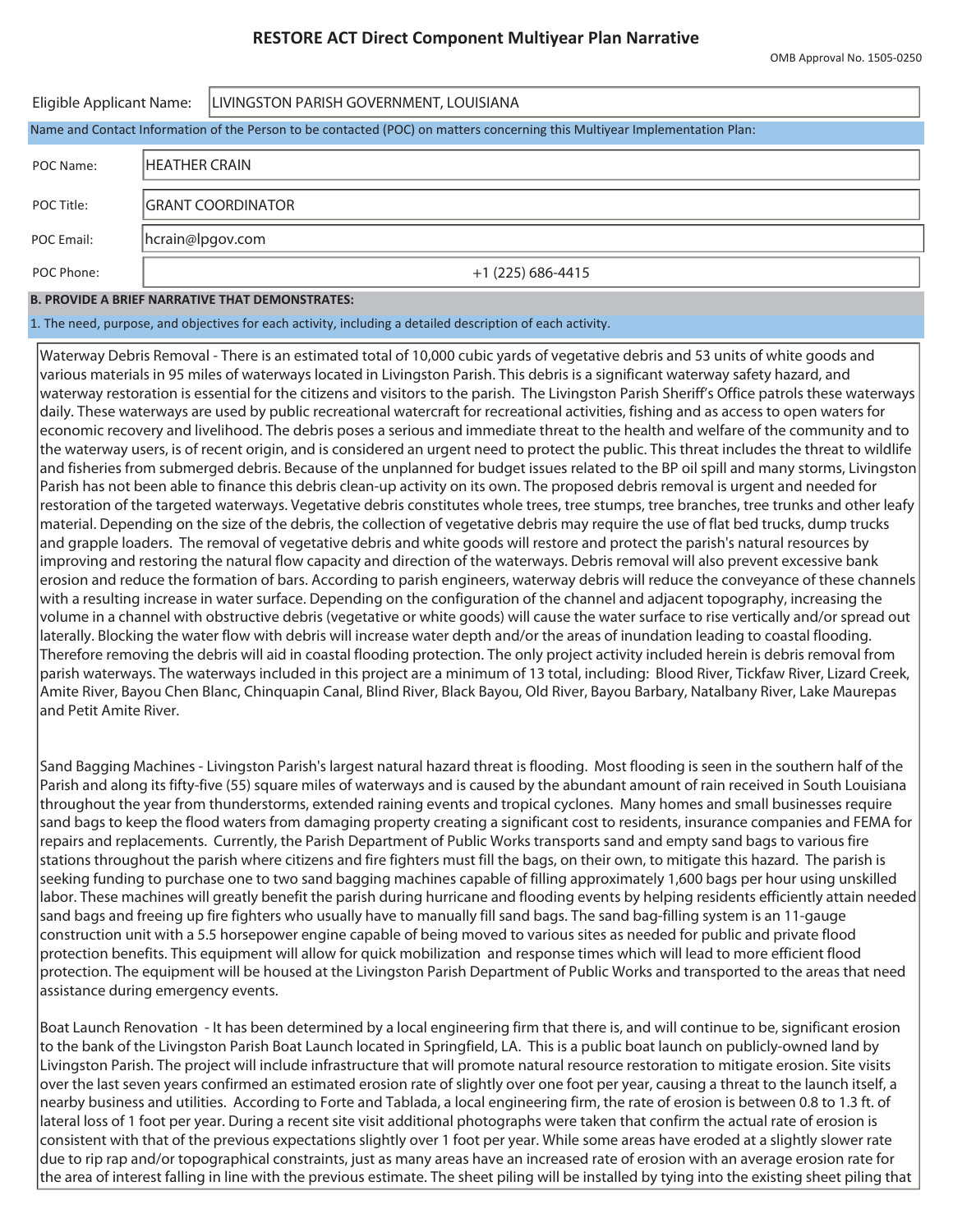# RESTORE ACT Direct Component Multiyear Plan Narrative

OMB Approval No. 1505-0250

| | |
|---|---|
| Eligible Applicant Name: | LIVINGSTON PARISH GOVERNMENT, LOUISIANA |

Name and Contact Information of the Person to be contacted (POC) on matters concerning this Multiyear Implementation Plan:

| | |
|---|---|
| POC Name: | HEATHER CRAIN |
| POC Title: | GRANT COORDINATOR |
| POC Email: | hcrain@lpgov.com |
| POC Phone: | +1 (225) 686-4415 |

**B. PROVIDE A BRIEF NARRATIVE THAT DEMONSTRATES:**

1. The need, purpose, and objectives for each activity, including a detailed description of each activity.

Waterway Debris Removal - There is an estimated total of 10,000 cubic yards of vegetative debris and 53 units of white goods and various materials in 95 miles of waterways located in Livingston Parish. This debris is a significant waterway safety hazard, and waterway restoration is essential for the citizens and visitors to the parish. The Livingston Parish Sheriff's Office patrols these waterways daily. These waterways are used by public recreational watercraft for recreational activities, fishing and as access to open waters for economic recovery and livelihood. The debris poses a serious and immediate threat to the health and welfare of the community and to the waterway users, is of recent origin, and is considered an urgent need to protect the public. This threat includes the threat to wildlife and fisheries from submerged debris. Because of the unplanned for budget issues related to the BP oil spill and many storms, Livingston Parish has not been able to finance this debris clean-up activity on its own. The proposed debris removal is urgent and needed for restoration of the targeted waterways. Vegetative debris constitutes whole trees, tree stumps, tree branches, tree trunks and other leafy material. Depending on the size of the debris, the collection of vegetative debris may require the use of flat bed trucks, dump trucks and grapple loaders. The removal of vegetative debris and white goods will restore and protect the parish's natural resources by improving and restoring the natural flow capacity and direction of the waterways. Debris removal will also prevent excessive bank erosion and reduce the formation of bars. According to parish engineers, waterway debris will reduce the conveyance of these channels with a resulting increase in water surface. Depending on the configuration of the channel and adjacent topography, increasing the volume in a channel with obstructive debris (vegetative or white goods) will cause the water surface to rise vertically and/or spread out laterally. Blocking the water flow with debris will increase water depth and/or the areas of inundation leading to coastal flooding. Therefore removing the debris will aid in coastal flooding protection. The only project activity included herein is debris removal from parish waterways. The waterways included in this project are a minimum of 13 total, including: Blood River, Tickfaw River, Lizard Creek, Amite River, Bayou Chen Blanc, Chinquapin Canal, Blind River, Black Bayou, Old River, Bayou Barbary, Natalbany River, Lake Maurepas and Petit Amite River.

Sand Bagging Machines - Livingston Parish's largest natural hazard threat is flooding. Most flooding is seen in the southern half of the Parish and along its fifty-five (55) square miles of waterways and is caused by the abundant amount of rain received in South Louisiana throughout the year from thunderstorms, extended raining events and tropical cyclones. Many homes and small businesses require sand bags to keep the flood waters from damaging property creating a significant cost to residents, insurance companies and FEMA for repairs and replacements. Currently, the Parish Department of Public Works transports sand and empty sand bags to various fire stations throughout the parish where citizens and fire fighters must fill the bags, on their own, to mitigate this hazard. The parish is seeking funding to purchase one to two sand bagging machines capable of filling approximately 1,600 bags per hour using unskilled labor. These machines will greatly benefit the parish during hurricane and flooding events by helping residents efficiently attain needed sand bags and freeing up fire fighters who usually have to manually fill sand bags. The sand bag-filling system is an 11-gauge construction unit with a 5.5 horsepower engine capable of being moved to various sites as needed for public and private flood protection benefits. This equipment will allow for quick mobilization and response times which will lead to more efficient flood protection. The equipment will be housed at the Livingston Parish Department of Public Works and transported to the areas that need assistance during emergency events.

Boat Launch Renovation - It has been determined by a local engineering firm that there is, and will continue to be, significant erosion to the bank of the Livingston Parish Boat Launch located in Springfield, LA. This is a public boat launch on publicly-owned land by Livingston Parish. The project will include infrastructure that will promote natural resource restoration to mitigate erosion. Site visits over the last seven years confirmed an estimated erosion rate of slightly over one foot per year, causing a threat to the launch itself, a nearby business and utilities. According to Forte and Tablada, a local engineering firm, the rate of erosion is between 0.8 to 1.3 ft. of lateral loss of 1 foot per year. During a recent site visit additional photographs were taken that confirm the actual rate of erosion is consistent with that of the previous expectations slightly over 1 foot per year. While some areas have eroded at a slightly slower rate due to rip rap and/or topographical constraints, just as many areas have an increased rate of erosion with an average erosion rate for the area of interest falling in line with the previous estimate. The sheet piling will be installed by tying into the existing sheet piling that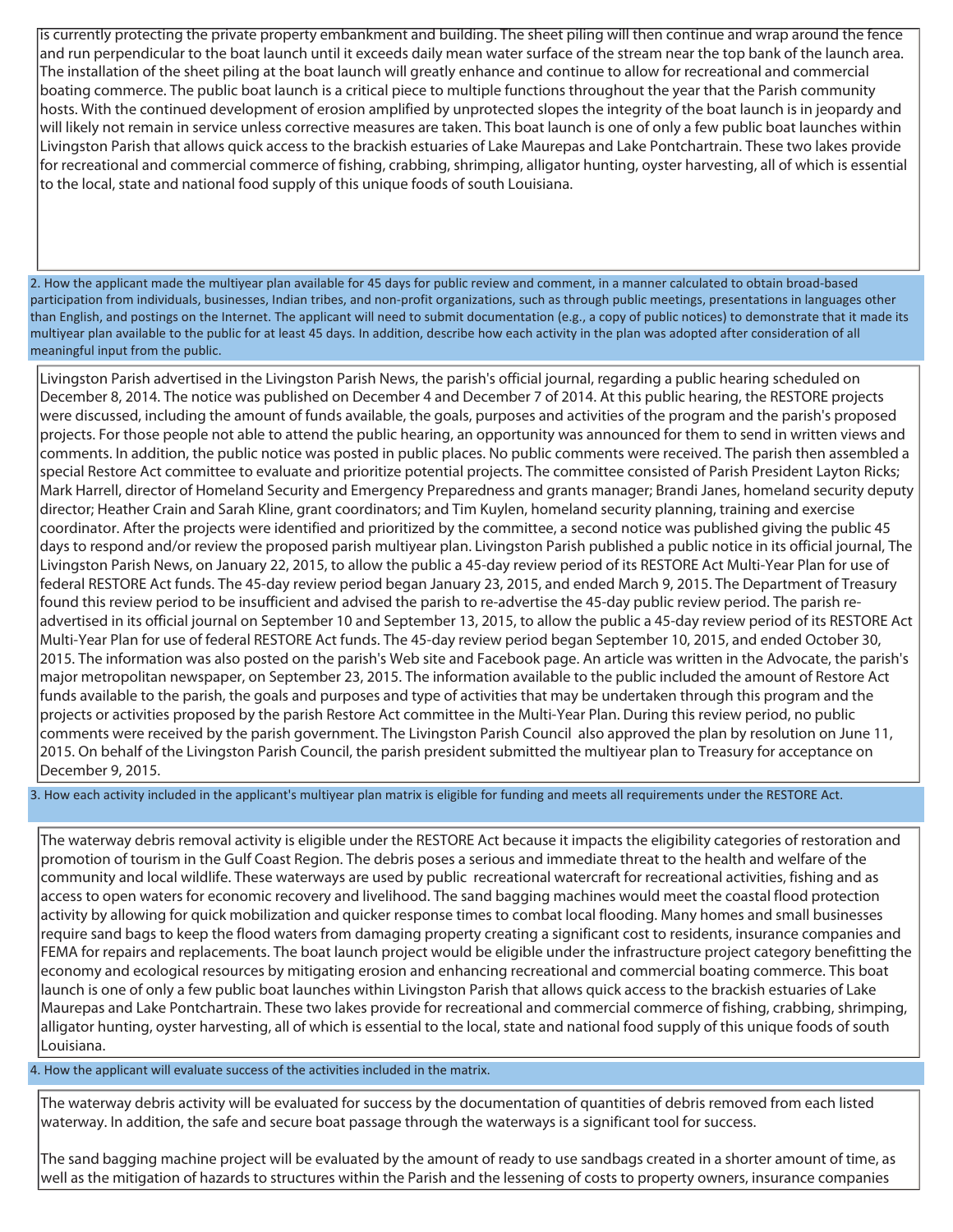is currently protecting the private property embankment and building. The sheet piling will then continue and wrap around the fence and run perpendicular to the boat launch until it exceeds daily mean water surface of the stream near the top bank of the launch area. The installation of the sheet piling at the boat launch will greatly enhance and continue to allow for recreational and commercial boating commerce. The public boat launch is a critical piece to multiple functions throughout the year that the Parish community hosts. With the continued development of erosion amplified by unprotected slopes the integrity of the boat launch is in jeopardy and will likely not remain in service unless corrective measures are taken. This boat launch is one of only a few public boat launches within Livingston Parish that allows quick access to the brackish estuaries of Lake Maurepas and Lake Pontchartrain. These two lakes provide for recreational and commercial commerce of fishing, crabbing, shrimping, alligator hunting, oyster harvesting, all of which is essential to the local, state and national food supply of this unique foods of south Louisiana.

**2. How the applicant made the multiyear plan available for 45 days for public review and comment, in a manner calculated to obtain broad-based participation from individuals, businesses, Indian tribes, and non-profit organizations, such as through public meetings, presentations in languages other than English, and postings on the Internet. The applicant will need to submit documentation (e.g., a copy of public notices) to demonstrate that it made its multiyear plan available to the public for at least 45 days. In addition, describe how each activity in the plan was adopted after consideration of all meaningful input from the public.**

Livingston Parish advertised in the Livingston Parish News, the parish's official journal, regarding a public hearing scheduled on December 8, 2014. The notice was published on December 4 and December 7 of 2014. At this public hearing, the RESTORE projects were discussed, including the amount of funds available, the goals, purposes and activities of the program and the parish's proposed projects. For those people not able to attend the public hearing, an opportunity was announced for them to send in written views and comments. In addition, the public notice was posted in public places. No public comments were received. The parish then assembled a special Restore Act committee to evaluate and prioritize potential projects. The committee consisted of Parish President Layton Ricks; Mark Harrell, director of Homeland Security and Emergency Preparedness and grants manager; Brandi Janes, homeland security deputy director; Heather Crain and Sarah Kline, grant coordinators; and Tim Kuylen, homeland security planning, training and exercise coordinator. After the projects were identified and prioritized by the committee, a second notice was published giving the public 45 days to respond and/or review the proposed parish multiyear plan. Livingston Parish published a public notice in its official journal, The Livingston Parish News, on January 22, 2015, to allow the public a 45-day review period of its RESTORE Act Multi-Year Plan for use of federal RESTORE Act funds. The 45-day review period began January 23, 2015, and ended March 9, 2015. The Department of Treasury found this review period to be insufficient and advised the parish to re-advertise the 45-day public review period. The parish re-advertised in its official journal on September 10 and September 13, 2015, to allow the public a 45-day review period of its RESTORE Act Multi-Year Plan for use of federal RESTORE Act funds. The 45-day review period began September 10, 2015, and ended October 30, 2015. The information was also posted on the parish's Web site and Facebook page. An article was written in the Advocate, the parish's major metropolitan newspaper, on September 23, 2015. The information available to the public included the amount of Restore Act funds available to the parish, the goals and purposes and type of activities that may be undertaken through this program and the projects or activities proposed by the parish Restore Act committee in the Multi-Year Plan. During this review period, no public comments were received by the parish government. The Livingston Parish Council also approved the plan by resolution on June 11, 2015. On behalf of the Livingston Parish Council, the parish president submitted the multiyear plan to Treasury for acceptance on December 9, 2015.

**3. How each activity included in the applicant's multiyear plan matrix is eligible for funding and meets all requirements under the RESTORE Act.**

The waterway debris removal activity is eligible under the RESTORE Act because it impacts the eligibility categories of restoration and promotion of tourism in the Gulf Coast Region. The debris poses a serious and immediate threat to the health and welfare of the community and local wildlife. These waterways are used by public recreational watercraft for recreational activities, fishing and as access to open waters for economic recovery and livelihood. The sand bagging machines would meet the coastal flood protection activity by allowing for quick mobilization and quicker response times to combat local flooding. Many homes and small businesses require sand bags to keep the flood waters from damaging property creating a significant cost to residents, insurance companies and FEMA for repairs and replacements. The boat launch project would be eligible under the infrastructure project category benefitting the economy and ecological resources by mitigating erosion and enhancing recreational and commercial boating commerce. This boat launch is one of only a few public boat launches within Livingston Parish that allows quick access to the brackish estuaries of Lake Maurepas and Lake Pontchartrain. These two lakes provide for recreational and commercial commerce of fishing, crabbing, shrimping, alligator hunting, oyster harvesting, all of which is essential to the local, state and national food supply of this unique foods of south Louisiana.

**4. How the applicant will evaluate success of the activities included in the matrix.**

The waterway debris activity will be evaluated for success by the documentation of quantities of debris removed from each listed waterway. In addition, the safe and secure boat passage through the waterways is a significant tool for success.

The sand bagging machine project will be evaluated by the amount of ready to use sandbags created in a shorter amount of time, as well as the mitigation of hazards to structures within the Parish and the lessening of costs to property owners, insurance companies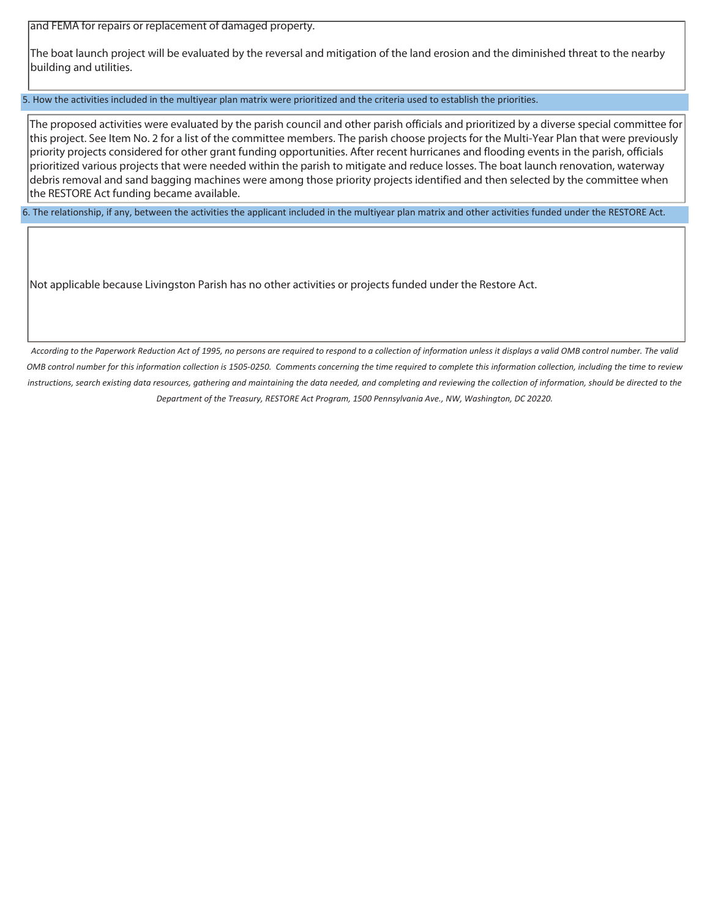and FEMA for repairs or replacement of damaged property.

The boat launch project will be evaluated by the reversal and mitigation of the land erosion and the diminished threat to the nearby building and utilities.

5. How the activities included in the multiyear plan matrix were prioritized and the criteria used to establish the priorities.

The proposed activities were evaluated by the parish council and other parish officials and prioritized by a diverse special committee for this project. See Item No. 2 for a list of the committee members. The parish choose projects for the Multi-Year Plan that were previously priority projects considered for other grant funding opportunities. After recent hurricanes and flooding events in the parish, officials prioritized various projects that were needed within the parish to mitigate and reduce losses. The boat launch renovation, waterway debris removal and sand bagging machines were among those priority projects identified and then selected by the committee when the RESTORE Act funding became available.

6. The relationship, if any, between the activities the applicant included in the multiyear plan matrix and other activities funded under the RESTORE Act.

Not applicable because Livingston Parish has no other activities or projects funded under the Restore Act.

*According to the Paperwork Reduction Act of 1995, no persons are required to respond to a collection of information unless it displays a valid OMB control number. The valid OMB control number for this information collection is 1505-0250. Comments concerning the time required to complete this information collection, including the time to review instructions, search existing data resources, gathering and maintaining the data needed, and completing and reviewing the collection of information, should be directed to the Department of the Treasury, RESTORE Act Program, 1500 Pennsylvania Ave., NW, Washington, DC 20220.*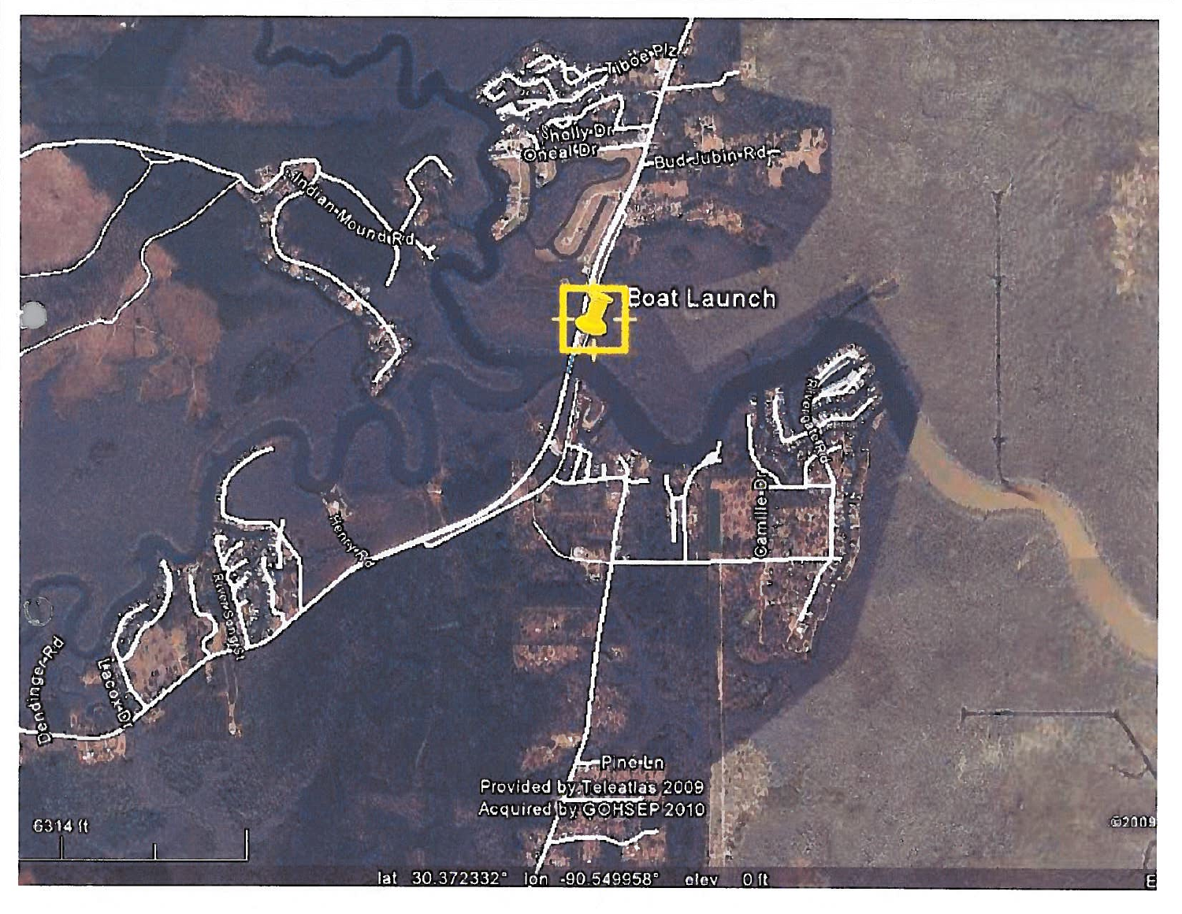Tiboe Plz

Holly Dr

Oneal Dr

Bud Jubin Rd

Indian Mound Rd

Boat Launch

Riverside Rd

Camille Dr

Henry Rd

River Sunset

Dendinger Rd

Lacoxe Dr

Pine Ln

Provided by Teleatlas 2009

Acquired by GOHSEP 2010

©2009

6314 ft

lat 30.372332° lon -90.549958° elev 0 ft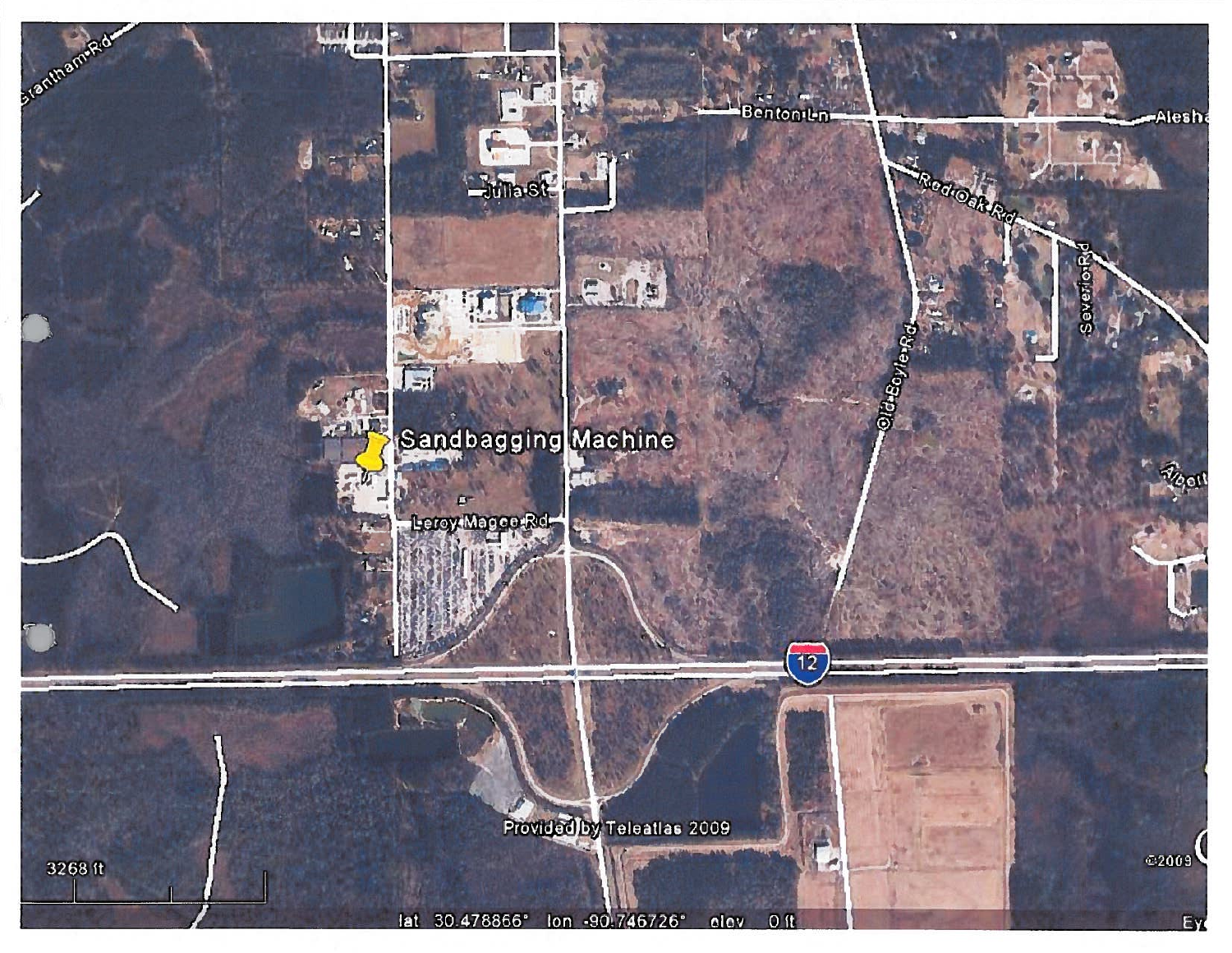Grantham Rd

Benton Ln

Alesha

Julia St

Red Oak Rd

Severio Rd

Old Boyle Rd

Sandbagging Machine

Albert

Leroy Magee Rd

12

Provided by Teleatlas 2009

3268 ft

©2009

lat 30.478866° lon -90.746726° elev 0 ft

Ey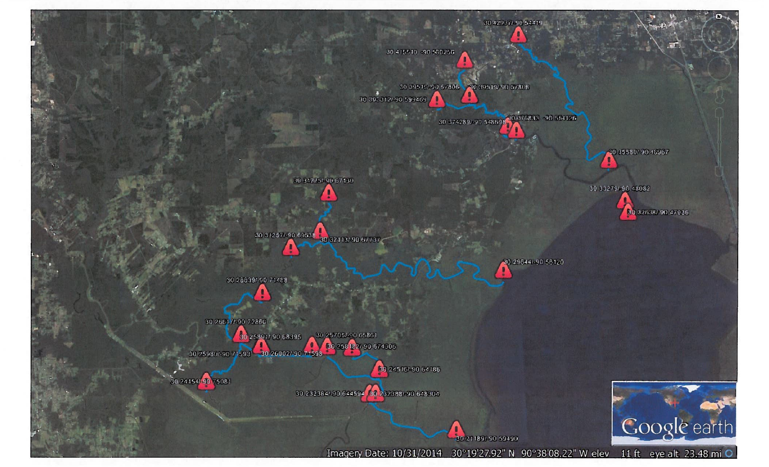30.42937/-90.54419

30.415510, -90.580256

30.39519/-90.57806

30.39519/-90.57806

30.393312/-90.599469

30.374289/-90.548698

30.376833, -90.554126

30.35580/-90.48967

30.33279/-90.48082

30.32638/-90.47936

30.34225/-90.67430

30.31257/-90.69638

30.32113/-90.67737

30.29544/-90.58120

30.28839/-90.71488

30.26617/-90.72860

30.25891/-90.68395

30.25705/-90.65861

30.258182/-90.674306

30.25980/-90.71593

30.26002/-90.71598

30.24516/-90.64186

30.24154/-90.75081

30.232384/-90.644594

30.232388/-90.648304

30.21189/-90.59490

Imagery Date: 10/31/2014 30°19'27.92" N 90°38'08.22" W elev 11 ft eye alt 23.48 mi

Google earth